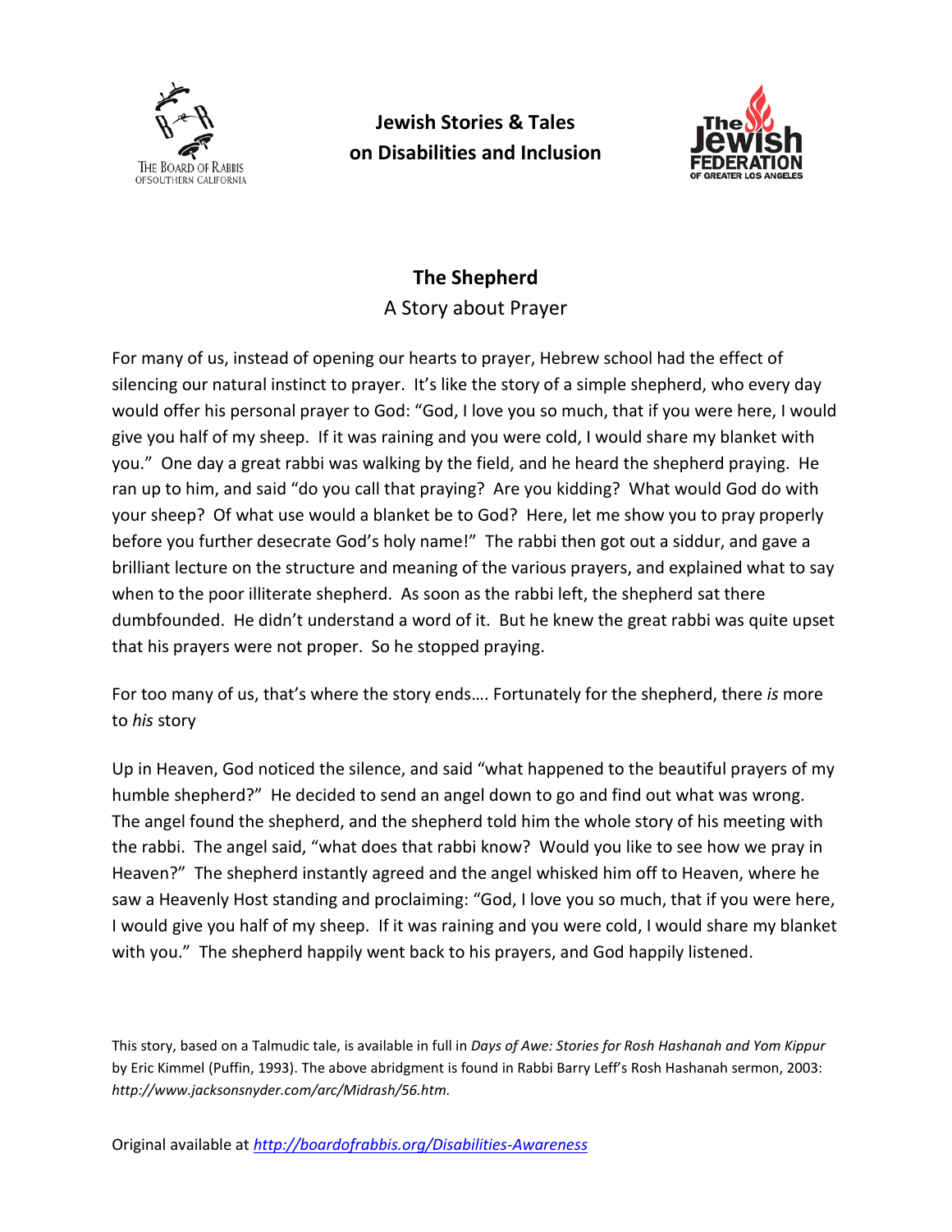**Jewish Stories & Tales on Disabilities and Inclusion**

# The Shepherd

A Story about Prayer

For many of us, instead of opening our hearts to prayer, Hebrew school had the effect of silencing our natural instinct to prayer. It's like the story of a simple shepherd, who every day would offer his personal prayer to God: "God, I love you so much, that if you were here, I would give you half of my sheep. If it was raining and you were cold, I would share my blanket with you." One day a great rabbi was walking by the field, and he heard the shepherd praying. He ran up to him, and said "do you call that praying? Are you kidding? What would God do with your sheep? Of what use would a blanket be to God? Here, let me show you to pray properly before you further desecrate God's holy name!" The rabbi then got out a siddur, and gave a brilliant lecture on the structure and meaning of the various prayers, and explained what to say when to the poor illiterate shepherd. As soon as the rabbi left, the shepherd sat there dumbfounded. He didn't understand a word of it. But he knew the great rabbi was quite upset that his prayers were not proper. So he stopped praying.

For too many of us, that's where the story ends…. Fortunately for the shepherd, there *is* more to *his* story

Up in Heaven, God noticed the silence, and said "what happened to the beautiful prayers of my humble shepherd?" He decided to send an angel down to go and find out what was wrong. The angel found the shepherd, and the shepherd told him the whole story of his meeting with the rabbi. The angel said, "what does that rabbi know? Would you like to see how we pray in Heaven?" The shepherd instantly agreed and the angel whisked him off to Heaven, where he saw a Heavenly Host standing and proclaiming: "God, I love you so much, that if you were here, I would give you half of my sheep. If it was raining and you were cold, I would share my blanket with you." The shepherd happily went back to his prayers, and God happily listened.

This story, based on a Talmudic tale, is available in full in *Days of Awe: Stories for Rosh Hashanah and Yom Kippur* by Eric Kimmel (Puffin, 1993). The above abridgment is found in Rabbi Barry Leff's Rosh Hashanah sermon, 2003: *http://www.jacksonsnyder.com/arc/Midrash/56.htm.*

Original available at *http://boardofrabbis.org/Disabilities-Awareness*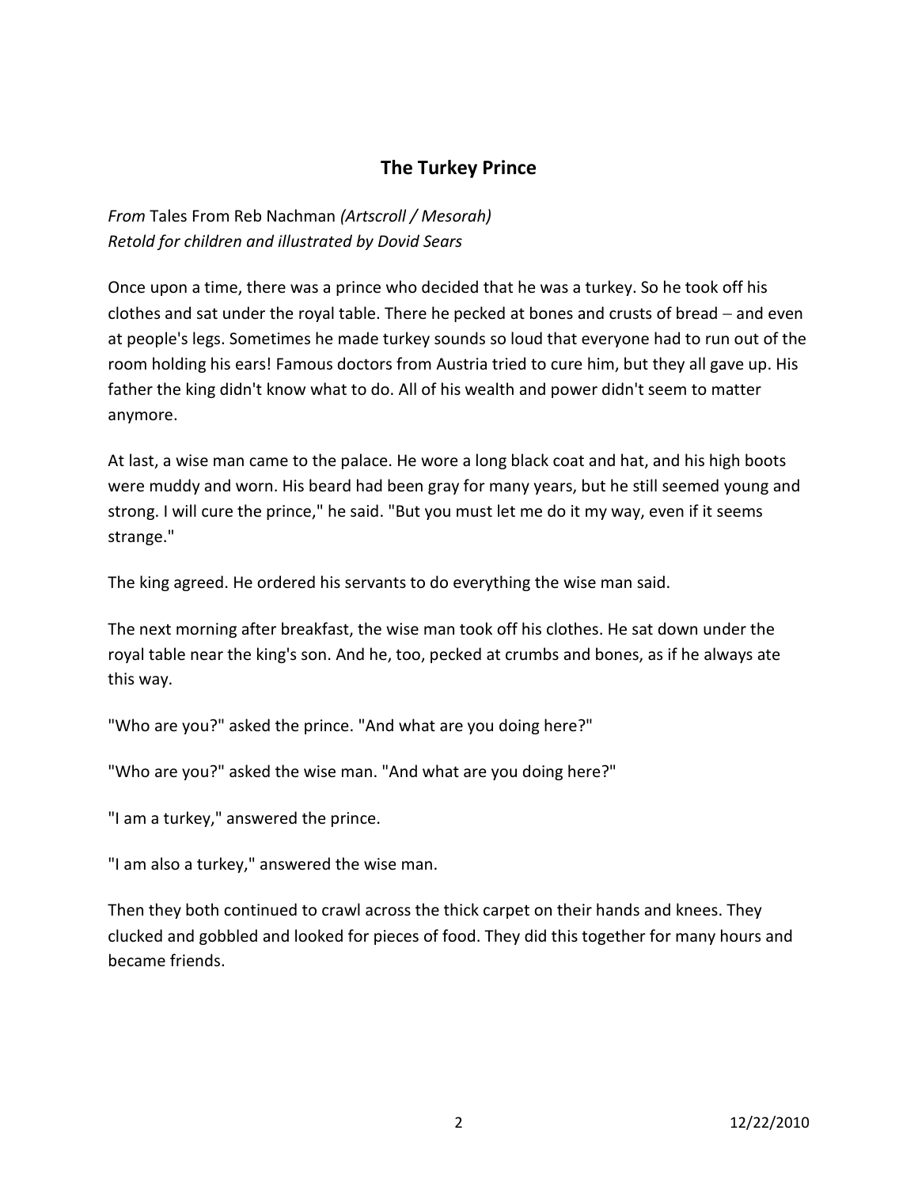## The Turkey Prince

*From* Tales From Reb Nachman *(Artscroll / Mesorah)*
*Retold for children and illustrated by Dovid Sears*

Once upon a time, there was a prince who decided that he was a turkey. So he took off his clothes and sat under the royal table. There he pecked at bones and crusts of bread – and even at people's legs. Sometimes he made turkey sounds so loud that everyone had to run out of the room holding his ears! Famous doctors from Austria tried to cure him, but they all gave up. His father the king didn't know what to do. All of his wealth and power didn't seem to matter anymore.

At last, a wise man came to the palace. He wore a long black coat and hat, and his high boots were muddy and worn. His beard had been gray for many years, but he still seemed young and strong. I will cure the prince," he said. "But you must let me do it my way, even if it seems strange."

The king agreed. He ordered his servants to do everything the wise man said.

The next morning after breakfast, the wise man took off his clothes. He sat down under the royal table near the king's son. And he, too, pecked at crumbs and bones, as if he always ate this way.

"Who are you?" asked the prince. "And what are you doing here?"

"Who are you?" asked the wise man. "And what are you doing here?"

"I am a turkey," answered the prince.

"I am also a turkey," answered the wise man.

Then they both continued to crawl across the thick carpet on their hands and knees. They clucked and gobbled and looked for pieces of food. They did this together for many hours and became friends.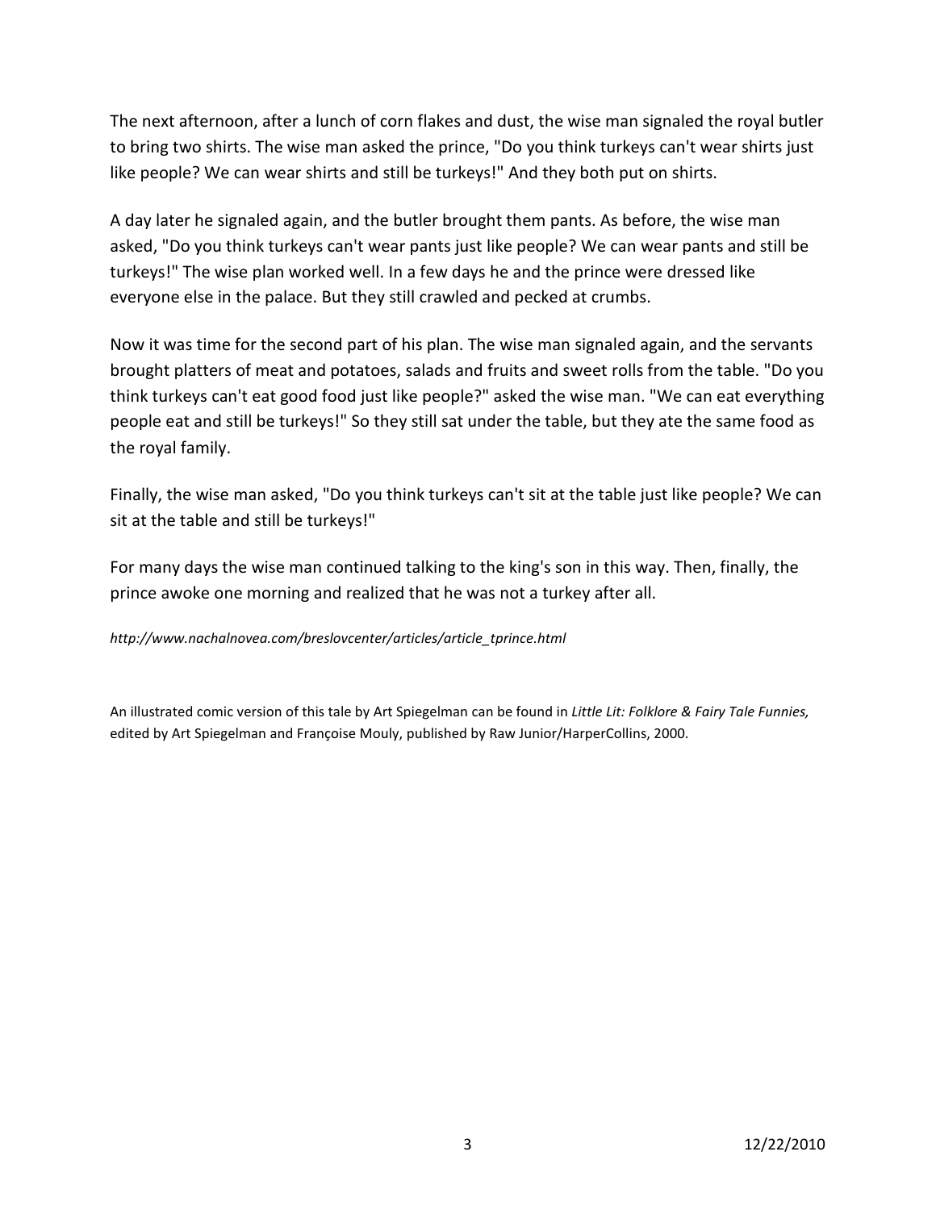The next afternoon, after a lunch of corn flakes and dust, the wise man signaled the royal butler to bring two shirts. The wise man asked the prince, "Do you think turkeys can't wear shirts just like people? We can wear shirts and still be turkeys!" And they both put on shirts.

A day later he signaled again, and the butler brought them pants. As before, the wise man asked, "Do you think turkeys can't wear pants just like people? We can wear pants and still be turkeys!" The wise plan worked well. In a few days he and the prince were dressed like everyone else in the palace. But they still crawled and pecked at crumbs.

Now it was time for the second part of his plan. The wise man signaled again, and the servants brought platters of meat and potatoes, salads and fruits and sweet rolls from the table. "Do you think turkeys can't eat good food just like people?" asked the wise man. "We can eat everything people eat and still be turkeys!" So they still sat under the table, but they ate the same food as the royal family.

Finally, the wise man asked, "Do you think turkeys can't sit at the table just like people? We can sit at the table and still be turkeys!"

For many days the wise man continued talking to the king's son in this way. Then, finally, the prince awoke one morning and realized that he was not a turkey after all.

*http://www.nachalnovea.com/breslovcenter/articles/article_tprince.html*

An illustrated comic version of this tale by Art Spiegelman can be found in *Little Lit: Folklore & Fairy Tale Funnies,* edited by Art Spiegelman and Françoise Mouly, published by Raw Junior/HarperCollins, 2000.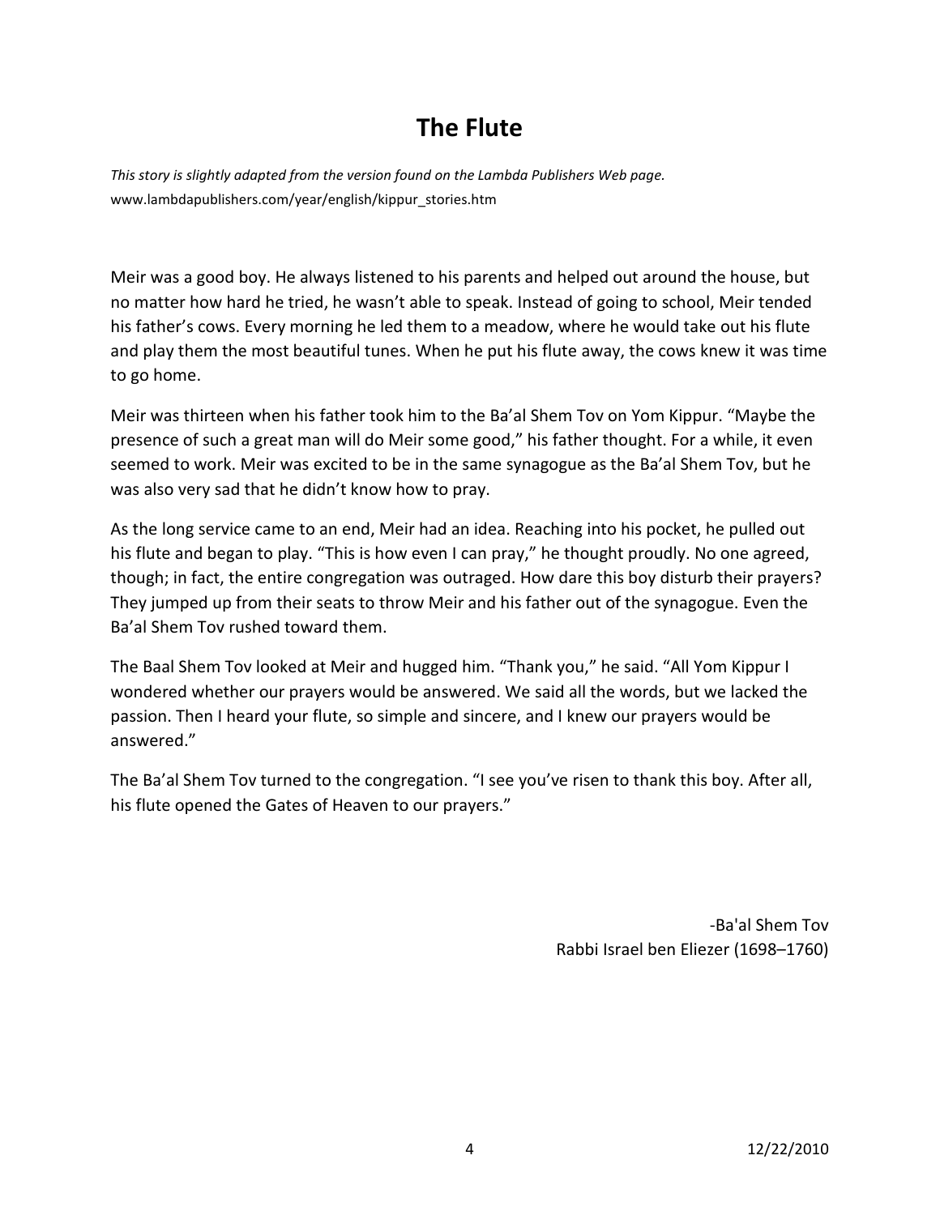# The Flute

*This story is slightly adapted from the version found on the Lambda Publishers Web page.*
www.lambdapublishers.com/year/english/kippur_stories.htm

Meir was a good boy. He always listened to his parents and helped out around the house, but no matter how hard he tried, he wasn't able to speak. Instead of going to school, Meir tended his father's cows. Every morning he led them to a meadow, where he would take out his flute and play them the most beautiful tunes. When he put his flute away, the cows knew it was time to go home.

Meir was thirteen when his father took him to the Ba'al Shem Tov on Yom Kippur. "Maybe the presence of such a great man will do Meir some good," his father thought. For a while, it even seemed to work. Meir was excited to be in the same synagogue as the Ba'al Shem Tov, but he was also very sad that he didn't know how to pray.

As the long service came to an end, Meir had an idea. Reaching into his pocket, he pulled out his flute and began to play. "This is how even I can pray," he thought proudly. No one agreed, though; in fact, the entire congregation was outraged. How dare this boy disturb their prayers? They jumped up from their seats to throw Meir and his father out of the synagogue. Even the Ba'al Shem Tov rushed toward them.

The Baal Shem Tov looked at Meir and hugged him. "Thank you," he said. "All Yom Kippur I wondered whether our prayers would be answered. We said all the words, but we lacked the passion. Then I heard your flute, so simple and sincere, and I knew our prayers would be answered."

The Ba'al Shem Tov turned to the congregation. "I see you've risen to thank this boy. After all, his flute opened the Gates of Heaven to our prayers."

-Ba'al Shem Tov
Rabbi Israel ben Eliezer (1698–1760)